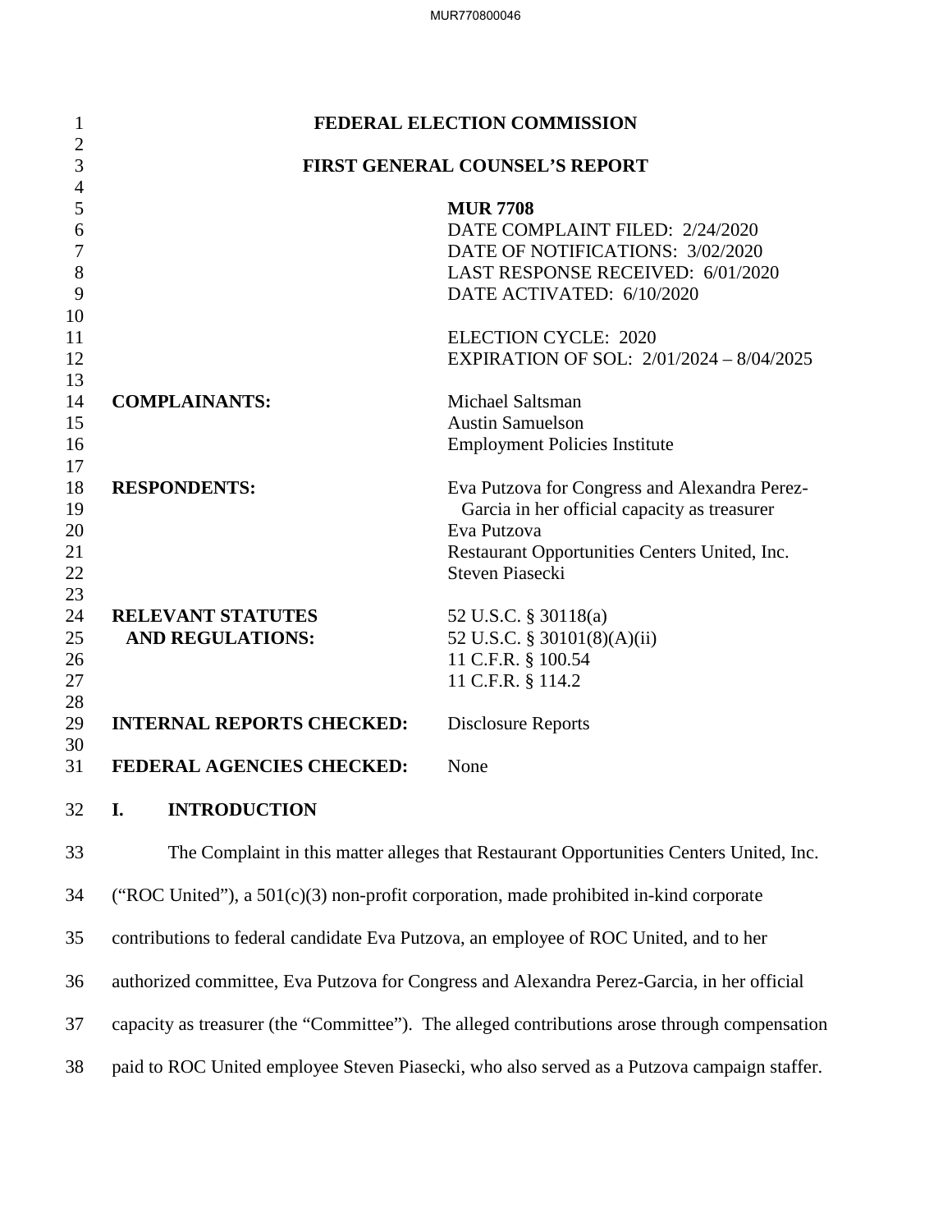# FEDERAL ELECTION COMMISSION

## FIRST GENERAL COUNSEL'S REPORT

**MUR 7708**
DATE COMPLAINT FILED: 2/24/2020
DATE OF NOTIFICATIONS: 3/02/2020
LAST RESPONSE RECEIVED: 6/01/2020
DATE ACTIVATED: 6/10/2020

ELECTION CYCLE: 2020
EXPIRATION OF SOL: 2/01/2024 – 8/04/2025

**COMPLAINANTS:** Michael Saltsman
Austin Samuelson
Employment Policies Institute

**RESPONDENTS:** Eva Putzova for Congress and Alexandra Perez-Garcia in her official capacity as treasurer
Eva Putzova
Restaurant Opportunities Centers United, Inc.
Steven Piasecki

**RELEVANT STATUTES AND REGULATIONS:** 52 U.S.C. § 30118(a)
52 U.S.C. § 30101(8)(A)(ii)
11 C.F.R. § 100.54
11 C.F.R. § 114.2

**INTERNAL REPORTS CHECKED:** Disclosure Reports

**FEDERAL AGENCIES CHECKED:** None

## I. INTRODUCTION

The Complaint in this matter alleges that Restaurant Opportunities Centers United, Inc. ("ROC United"), a 501(c)(3) non-profit corporation, made prohibited in-kind corporate contributions to federal candidate Eva Putzova, an employee of ROC United, and to her authorized committee, Eva Putzova for Congress and Alexandra Perez-Garcia, in her official capacity as treasurer (the "Committee"). The alleged contributions arose through compensation paid to ROC United employee Steven Piasecki, who also served as a Putzova campaign staffer.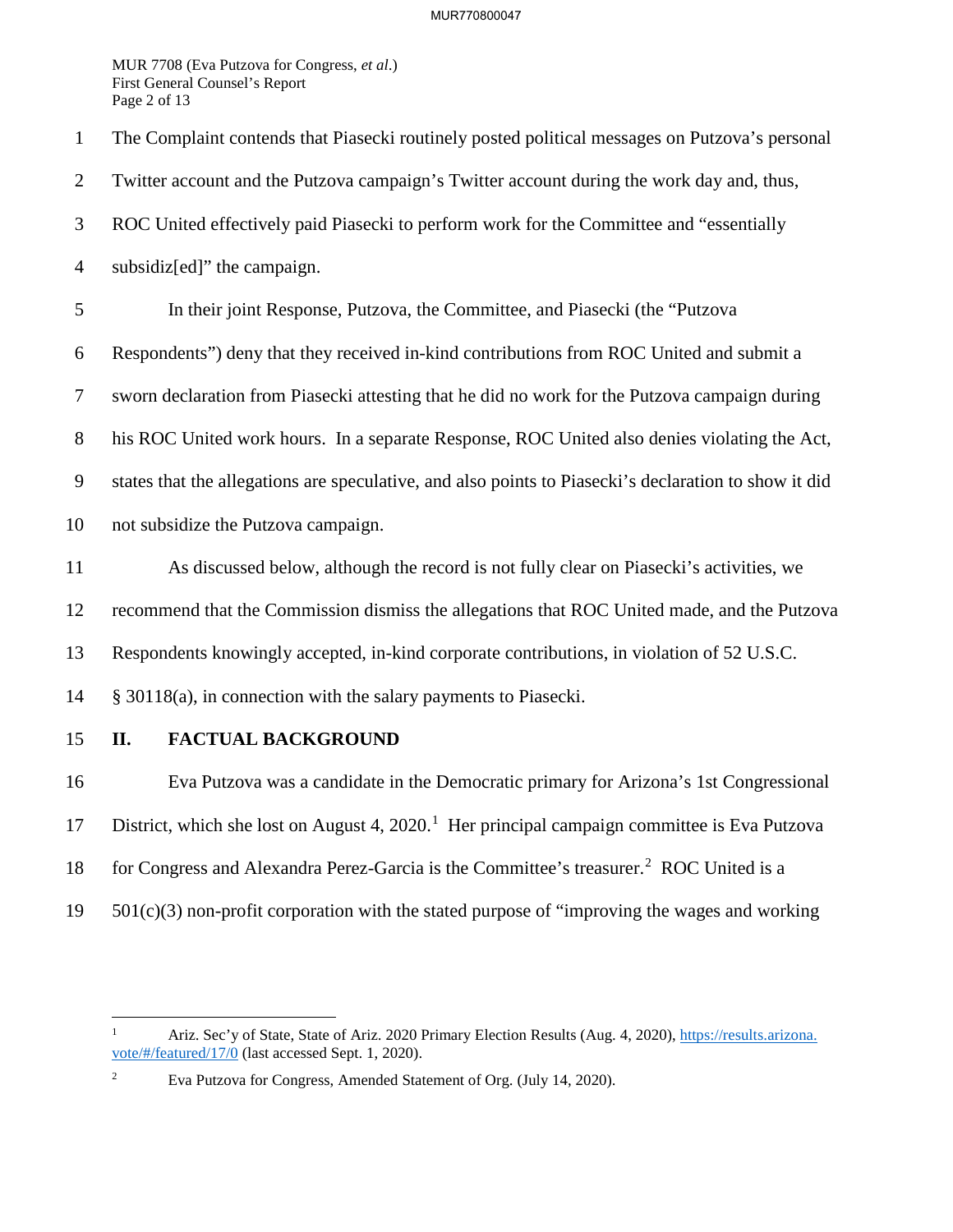The Complaint contends that Piasecki routinely posted political messages on Putzova's personal Twitter account and the Putzova campaign's Twitter account during the work day and, thus, ROC United effectively paid Piasecki to perform work for the Committee and "essentially subsidiz[ed]" the campaign.

In their joint Response, Putzova, the Committee, and Piasecki (the "Putzova Respondents") deny that they received in-kind contributions from ROC United and submit a sworn declaration from Piasecki attesting that he did no work for the Putzova campaign during his ROC United work hours. In a separate Response, ROC United also denies violating the Act, states that the allegations are speculative, and also points to Piasecki's declaration to show it did not subsidize the Putzova campaign.

As discussed below, although the record is not fully clear on Piasecki's activities, we recommend that the Commission dismiss the allegations that ROC United made, and the Putzova Respondents knowingly accepted, in-kind corporate contributions, in violation of 52 U.S.C. § 30118(a), in connection with the salary payments to Piasecki.

## II. FACTUAL BACKGROUND

Eva Putzova was a candidate in the Democratic primary for Arizona's 1st Congressional District, which she lost on August 4, 2020.[1] Her principal campaign committee is Eva Putzova for Congress and Alexandra Perez-Garcia is the Committee's treasurer.[2] ROC United is a 501(c)(3) non-profit corporation with the stated purpose of "improving the wages and working

---

[1] Ariz. Sec'y of State, State of Ariz. 2020 Primary Election Results (Aug. 4, 2020), https://results.arizona.vote/#/featured/17/0 (last accessed Sept. 1, 2020).

[2] Eva Putzova for Congress, Amended Statement of Org. (July 14, 2020).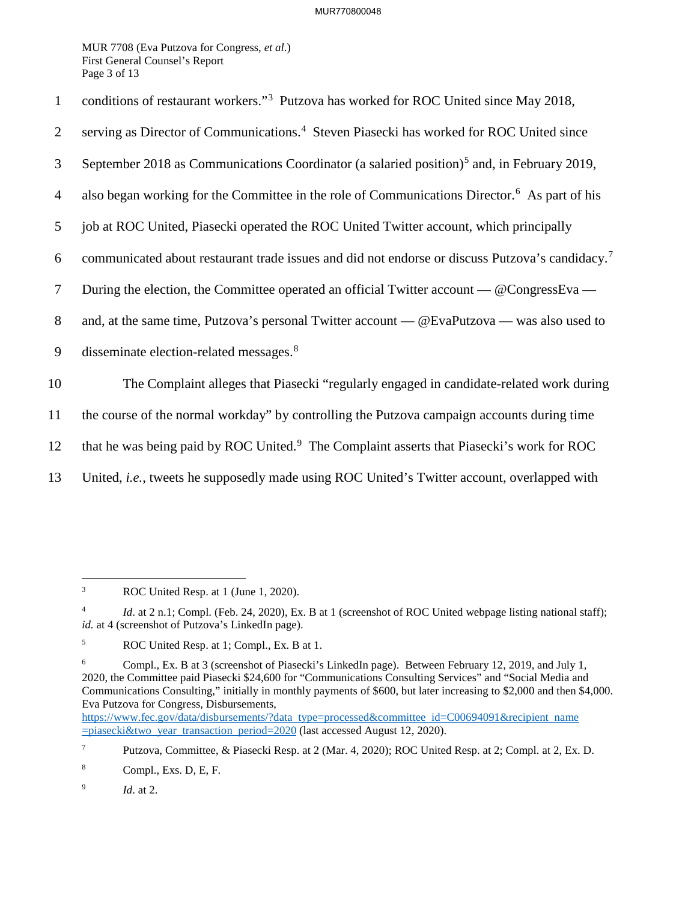conditions of restaurant workers."[3] Putzova has worked for ROC United since May 2018, serving as Director of Communications.[4] Steven Piasecki has worked for ROC United since September 2018 as Communications Coordinator (a salaried position)[5] and, in February 2019, also began working for the Committee in the role of Communications Director.[6] As part of his job at ROC United, Piasecki operated the ROC United Twitter account, which principally communicated about restaurant trade issues and did not endorse or discuss Putzova's candidacy.[7] During the election, the Committee operated an official Twitter account — @CongressEva — and, at the same time, Putzova's personal Twitter account — @EvaPutzova — was also used to disseminate election-related messages.[8]

The Complaint alleges that Piasecki "regularly engaged in candidate-related work during the course of the normal workday" by controlling the Putzova campaign accounts during time that he was being paid by ROC United.[9] The Complaint asserts that Piasecki's work for ROC United, *i.e.*, tweets he supposedly made using ROC United's Twitter account, overlapped with

---

[3] ROC United Resp. at 1 (June 1, 2020).

[4] *Id*. at 2 n.1; Compl. (Feb. 24, 2020), Ex. B at 1 (screenshot of ROC United webpage listing national staff); *id.* at 4 (screenshot of Putzova's LinkedIn page).

[5] ROC United Resp. at 1; Compl., Ex. B at 1.

[6] Compl., Ex. B at 3 (screenshot of Piasecki's LinkedIn page). Between February 12, 2019, and July 1, 2020, the Committee paid Piasecki $24,600 for "Communications Consulting Services" and "Social Media and Communications Consulting," initially in monthly payments of $600, but later increasing to $2,000 and then $4,000. Eva Putzova for Congress, Disbursements, https://www.fec.gov/data/disbursements/?data_type=processed&committee_id=C00694091&recipient_name=piasecki&two_year_transaction_period=2020 (last accessed August 12, 2020).

[7] Putzova, Committee, & Piasecki Resp. at 2 (Mar. 4, 2020); ROC United Resp. at 2; Compl. at 2, Ex. D.

[8] Compl., Exs. D, E, F.

[9] *Id*. at 2.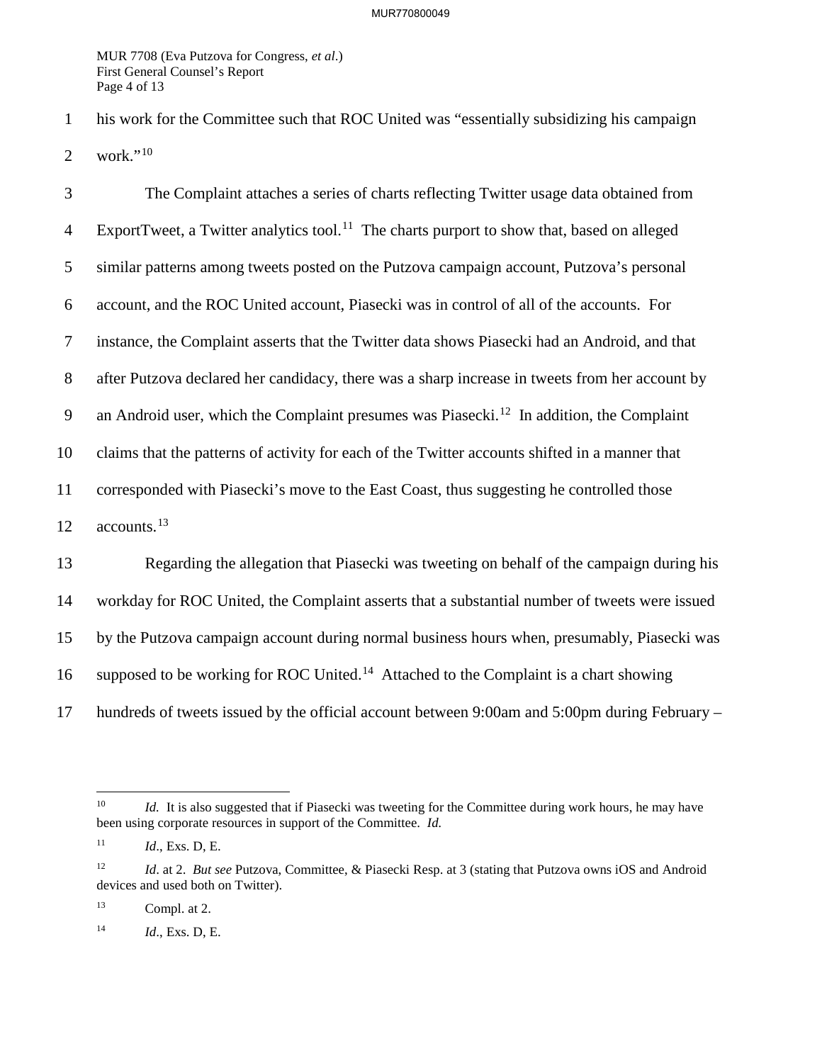his work for the Committee such that ROC United was "essentially subsidizing his campaign work."[10]

The Complaint attaches a series of charts reflecting Twitter usage data obtained from ExportTweet, a Twitter analytics tool.[11] The charts purport to show that, based on alleged similar patterns among tweets posted on the Putzova campaign account, Putzova's personal account, and the ROC United account, Piasecki was in control of all of the accounts. For instance, the Complaint asserts that the Twitter data shows Piasecki had an Android, and that after Putzova declared her candidacy, there was a sharp increase in tweets from her account by an Android user, which the Complaint presumes was Piasecki.[12] In addition, the Complaint claims that the patterns of activity for each of the Twitter accounts shifted in a manner that corresponded with Piasecki's move to the East Coast, thus suggesting he controlled those accounts.[13]

Regarding the allegation that Piasecki was tweeting on behalf of the campaign during his workday for ROC United, the Complaint asserts that a substantial number of tweets were issued by the Putzova campaign account during normal business hours when, presumably, Piasecki was supposed to be working for ROC United.[14] Attached to the Complaint is a chart showing hundreds of tweets issued by the official account between 9:00am and 5:00pm during February –

---

[10] *Id.* It is also suggested that if Piasecki was tweeting for the Committee during work hours, he may have been using corporate resources in support of the Committee. *Id.*

[11] *Id*., Exs. D, E.

[12] *Id*. at 2. *But see* Putzova, Committee, & Piasecki Resp. at 3 (stating that Putzova owns iOS and Android devices and used both on Twitter).

[13] Compl. at 2.

[14] *Id*., Exs. D, E.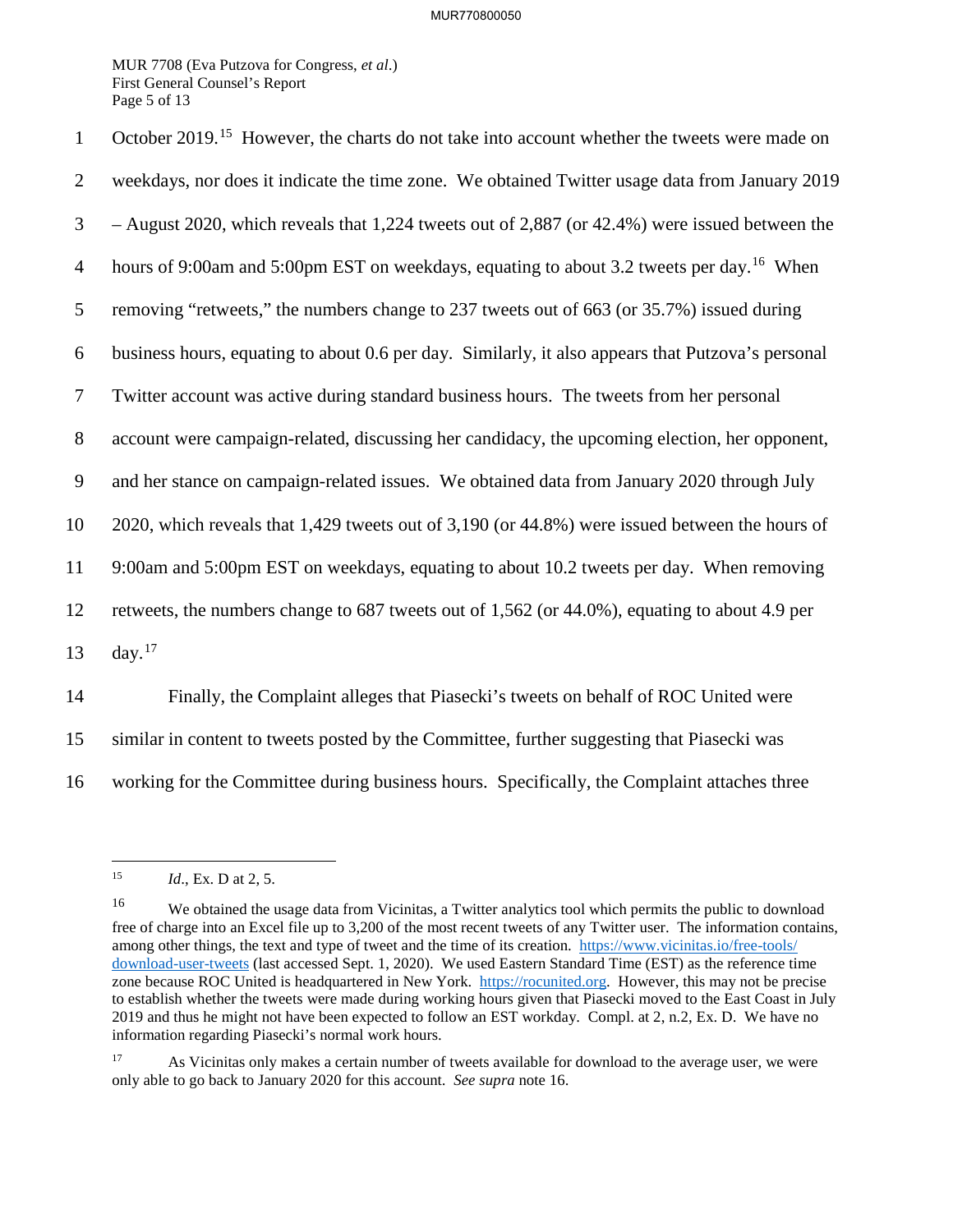October 2019.[15] However, the charts do not take into account whether the tweets were made on weekdays, nor does it indicate the time zone. We obtained Twitter usage data from January 2019 – August 2020, which reveals that 1,224 tweets out of 2,887 (or 42.4%) were issued between the hours of 9:00am and 5:00pm EST on weekdays, equating to about 3.2 tweets per day.[16] When removing "retweets," the numbers change to 237 tweets out of 663 (or 35.7%) issued during business hours, equating to about 0.6 per day. Similarly, it also appears that Putzova's personal Twitter account was active during standard business hours. The tweets from her personal account were campaign-related, discussing her candidacy, the upcoming election, her opponent, and her stance on campaign-related issues. We obtained data from January 2020 through July 2020, which reveals that 1,429 tweets out of 3,190 (or 44.8%) were issued between the hours of 9:00am and 5:00pm EST on weekdays, equating to about 10.2 tweets per day. When removing retweets, the numbers change to 687 tweets out of 1,562 (or 44.0%), equating to about 4.9 per day.[17]

Finally, the Complaint alleges that Piasecki's tweets on behalf of ROC United were similar in content to tweets posted by the Committee, further suggesting that Piasecki was working for the Committee during business hours. Specifically, the Complaint attaches three

---

[15] *Id*., Ex. D at 2, 5.

[16] We obtained the usage data from Vicinitas, a Twitter analytics tool which permits the public to download free of charge into an Excel file up to 3,200 of the most recent tweets of any Twitter user. The information contains, among other things, the text and type of tweet and the time of its creation. https://www.vicinitas.io/free-tools/download-user-tweets (last accessed Sept. 1, 2020). We used Eastern Standard Time (EST) as the reference time zone because ROC United is headquartered in New York. https://rocunited.org. However, this may not be precise to establish whether the tweets were made during working hours given that Piasecki moved to the East Coast in July 2019 and thus he might not have been expected to follow an EST workday. Compl. at 2, n.2, Ex. D. We have no information regarding Piasecki's normal work hours.

[17] As Vicinitas only makes a certain number of tweets available for download to the average user, we were only able to go back to January 2020 for this account. *See supra* note 16.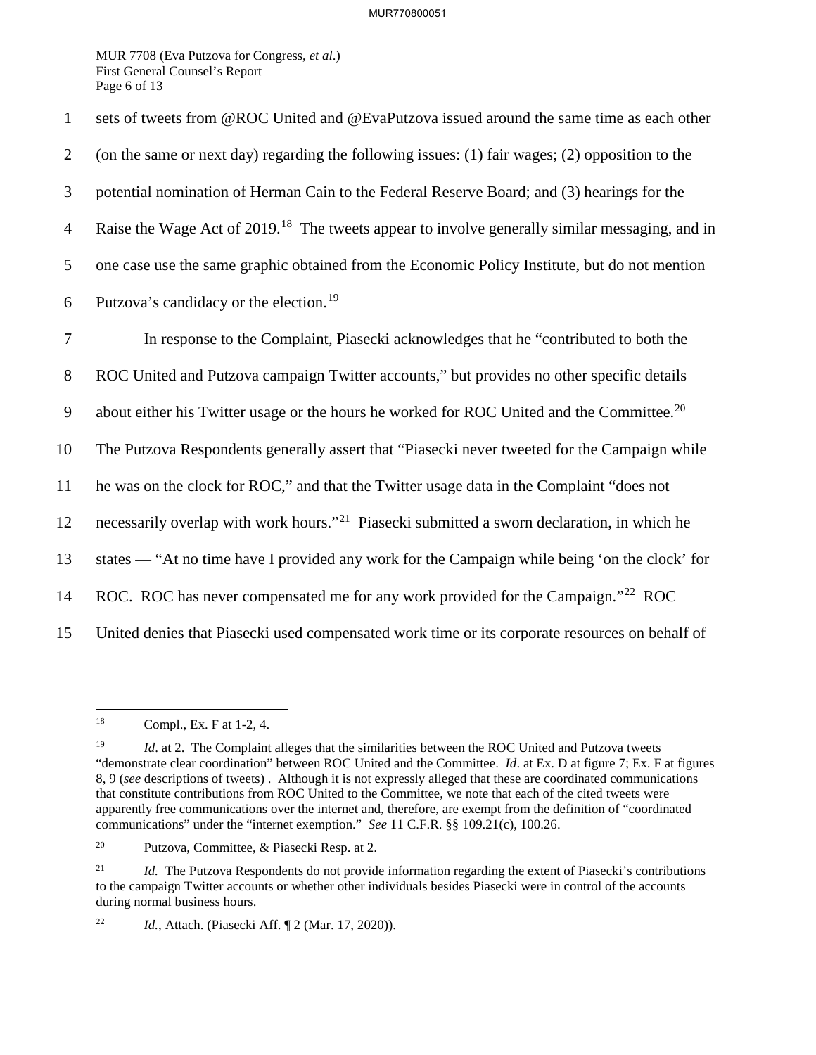sets of tweets from @ROC United and @EvaPutzova issued around the same time as each other (on the same or next day) regarding the following issues: (1) fair wages; (2) opposition to the potential nomination of Herman Cain to the Federal Reserve Board; and (3) hearings for the Raise the Wage Act of 2019.[18] The tweets appear to involve generally similar messaging, and in one case use the same graphic obtained from the Economic Policy Institute, but do not mention Putzova's candidacy or the election.[19]

In response to the Complaint, Piasecki acknowledges that he "contributed to both the ROC United and Putzova campaign Twitter accounts," but provides no other specific details about either his Twitter usage or the hours he worked for ROC United and the Committee.[20] The Putzova Respondents generally assert that "Piasecki never tweeted for the Campaign while he was on the clock for ROC," and that the Twitter usage data in the Complaint "does not necessarily overlap with work hours."[21] Piasecki submitted a sworn declaration, in which he states — "At no time have I provided any work for the Campaign while being 'on the clock' for ROC. ROC has never compensated me for any work provided for the Campaign."[22] ROC United denies that Piasecki used compensated work time or its corporate resources on behalf of

---

[18] Compl., Ex. F at 1-2, 4.

[19] *Id*. at 2. The Complaint alleges that the similarities between the ROC United and Putzova tweets "demonstrate clear coordination" between ROC United and the Committee. *Id*. at Ex. D at figure 7; Ex. F at figures 8, 9 (*see* descriptions of tweets) . Although it is not expressly alleged that these are coordinated communications that constitute contributions from ROC United to the Committee, we note that each of the cited tweets were apparently free communications over the internet and, therefore, are exempt from the definition of "coordinated communications" under the "internet exemption." *See* 11 C.F.R. §§ 109.21(c), 100.26.

[20] Putzova, Committee, & Piasecki Resp. at 2.

[21] *Id.* The Putzova Respondents do not provide information regarding the extent of Piasecki's contributions to the campaign Twitter accounts or whether other individuals besides Piasecki were in control of the accounts during normal business hours.

[22] *Id.*, Attach. (Piasecki Aff. ¶ 2 (Mar. 17, 2020)).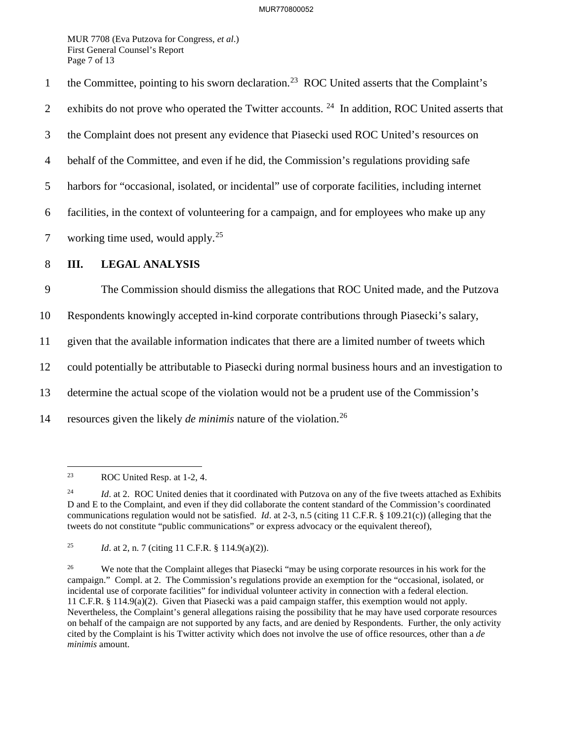the Committee, pointing to his sworn declaration.[23] ROC United asserts that the Complaint's exhibits do not prove who operated the Twitter accounts.[24] In addition, ROC United asserts that the Complaint does not present any evidence that Piasecki used ROC United's resources on behalf of the Committee, and even if he did, the Commission's regulations providing safe harbors for "occasional, isolated, or incidental" use of corporate facilities, including internet facilities, in the context of volunteering for a campaign, and for employees who make up any working time used, would apply.[25]

## III. LEGAL ANALYSIS

The Commission should dismiss the allegations that ROC United made, and the Putzova Respondents knowingly accepted in-kind corporate contributions through Piasecki's salary, given that the available information indicates that there are a limited number of tweets which could potentially be attributable to Piasecki during normal business hours and an investigation to determine the actual scope of the violation would not be a prudent use of the Commission's resources given the likely *de minimis* nature of the violation.[26]

---

[23] ROC United Resp. at 1-2, 4.

[24] *Id*. at 2. ROC United denies that it coordinated with Putzova on any of the five tweets attached as Exhibits D and E to the Complaint, and even if they did collaborate the content standard of the Commission's coordinated communications regulation would not be satisfied. *Id*. at 2-3, n.5 (citing 11 C.F.R. § 109.21(c)) (alleging that the tweets do not constitute "public communications" or express advocacy or the equivalent thereof),

[25] *Id*. at 2, n. 7 (citing 11 C.F.R. § 114.9(a)(2)).

[26] We note that the Complaint alleges that Piasecki "may be using corporate resources in his work for the campaign." Compl. at 2. The Commission's regulations provide an exemption for the "occasional, isolated, or incidental use of corporate facilities" for individual volunteer activity in connection with a federal election. 11 C.F.R. § 114.9(a)(2). Given that Piasecki was a paid campaign staffer, this exemption would not apply. Nevertheless, the Complaint's general allegations raising the possibility that he may have used corporate resources on behalf of the campaign are not supported by any facts, and are denied by Respondents. Further, the only activity cited by the Complaint is his Twitter activity which does not involve the use of office resources, other than a *de minimis* amount.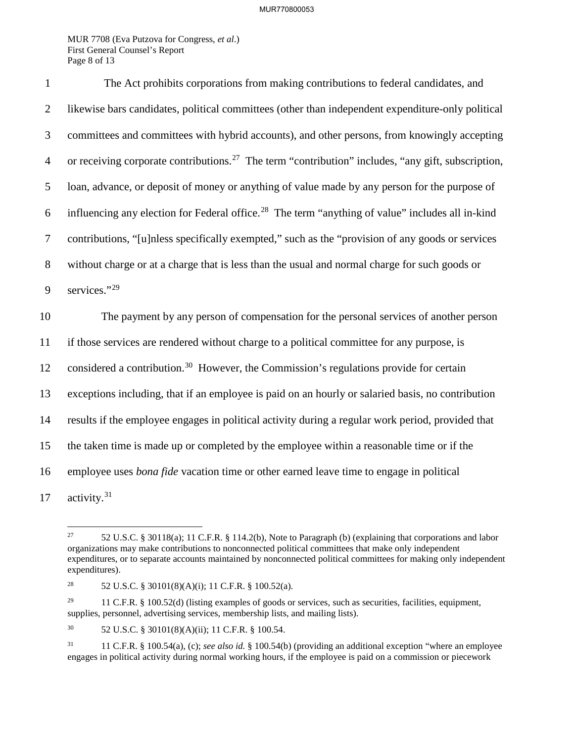The Act prohibits corporations from making contributions to federal candidates, and likewise bars candidates, political committees (other than independent expenditure-only political committees and committees with hybrid accounts), and other persons, from knowingly accepting or receiving corporate contributions.[27] The term "contribution" includes, "any gift, subscription, loan, advance, or deposit of money or anything of value made by any person for the purpose of influencing any election for Federal office.[28] The term "anything of value" includes all in-kind contributions, "[u]nless specifically exempted," such as the "provision of any goods or services without charge or at a charge that is less than the usual and normal charge for such goods or services."[29]

The payment by any person of compensation for the personal services of another person if those services are rendered without charge to a political committee for any purpose, is considered a contribution.[30] However, the Commission's regulations provide for certain exceptions including, that if an employee is paid on an hourly or salaried basis, no contribution results if the employee engages in political activity during a regular work period, provided that the taken time is made up or completed by the employee within a reasonable time or if the employee uses *bona fide* vacation time or other earned leave time to engage in political activity.[31]

---

[27] 52 U.S.C. § 30118(a); 11 C.F.R. § 114.2(b), Note to Paragraph (b) (explaining that corporations and labor organizations may make contributions to nonconnected political committees that make only independent expenditures, or to separate accounts maintained by nonconnected political committees for making only independent expenditures).

[28] 52 U.S.C. § 30101(8)(A)(i); 11 C.F.R. § 100.52(a).

[29] 11 C.F.R. § 100.52(d) (listing examples of goods or services, such as securities, facilities, equipment, supplies, personnel, advertising services, membership lists, and mailing lists).

[30] 52 U.S.C. § 30101(8)(A)(ii); 11 C.F.R. § 100.54.

[31] 11 C.F.R. § 100.54(a), (c); *see also id.* § 100.54(b) (providing an additional exception "where an employee engages in political activity during normal working hours, if the employee is paid on a commission or piecework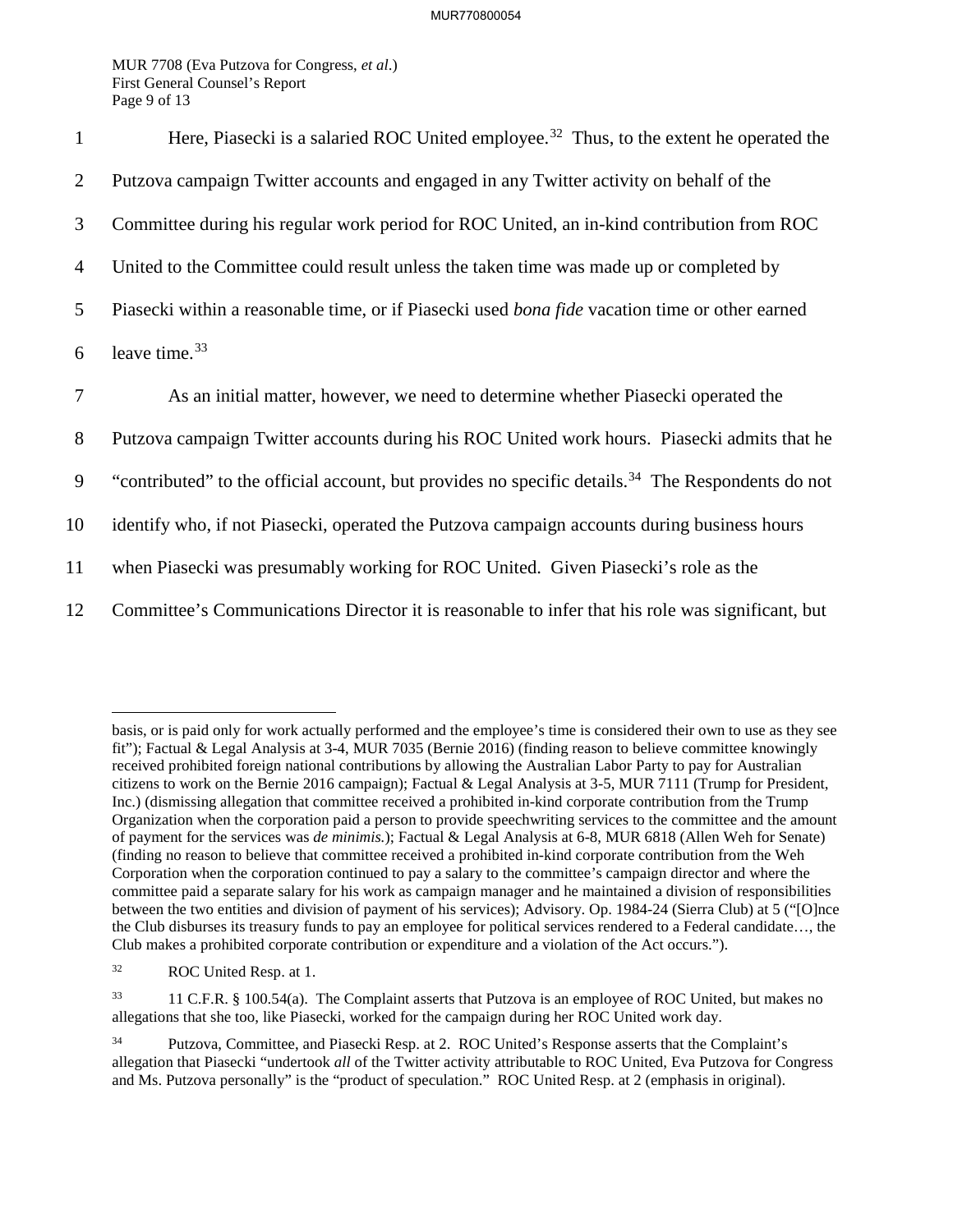Here, Piasecki is a salaried ROC United employee.[32] Thus, to the extent he operated the Putzova campaign Twitter accounts and engaged in any Twitter activity on behalf of the Committee during his regular work period for ROC United, an in-kind contribution from ROC United to the Committee could result unless the taken time was made up or completed by Piasecki within a reasonable time, or if Piasecki used *bona fide* vacation time or other earned leave time.[33]

As an initial matter, however, we need to determine whether Piasecki operated the Putzova campaign Twitter accounts during his ROC United work hours. Piasecki admits that he "contributed" to the official account, but provides no specific details.[34] The Respondents do not identify who, if not Piasecki, operated the Putzova campaign accounts during business hours when Piasecki was presumably working for ROC United. Given Piasecki's role as the Committee's Communications Director it is reasonable to infer that his role was significant, but

---

basis, or is paid only for work actually performed and the employee's time is considered their own to use as they see fit"); Factual & Legal Analysis at 3-4, MUR 7035 (Bernie 2016) (finding reason to believe committee knowingly received prohibited foreign national contributions by allowing the Australian Labor Party to pay for Australian citizens to work on the Bernie 2016 campaign); Factual & Legal Analysis at 3-5, MUR 7111 (Trump for President, Inc.) (dismissing allegation that committee received a prohibited in-kind corporate contribution from the Trump Organization when the corporation paid a person to provide speechwriting services to the committee and the amount of payment for the services was *de minimis.*); Factual & Legal Analysis at 6-8, MUR 6818 (Allen Weh for Senate) (finding no reason to believe that committee received a prohibited in-kind corporate contribution from the Weh Corporation when the corporation continued to pay a salary to the committee's campaign director and where the committee paid a separate salary for his work as campaign manager and he maintained a division of responsibilities between the two entities and division of payment of his services); Advisory. Op. 1984-24 (Sierra Club) at 5 ("[O]nce the Club disburses its treasury funds to pay an employee for political services rendered to a Federal candidate…, the Club makes a prohibited corporate contribution or expenditure and a violation of the Act occurs.").

[32] ROC United Resp. at 1.

[33] 11 C.F.R. § 100.54(a). The Complaint asserts that Putzova is an employee of ROC United, but makes no allegations that she too, like Piasecki, worked for the campaign during her ROC United work day.

[34] Putzova, Committee, and Piasecki Resp. at 2. ROC United's Response asserts that the Complaint's allegation that Piasecki "undertook *all* of the Twitter activity attributable to ROC United, Eva Putzova for Congress and Ms. Putzova personally" is the "product of speculation." ROC United Resp. at 2 (emphasis in original).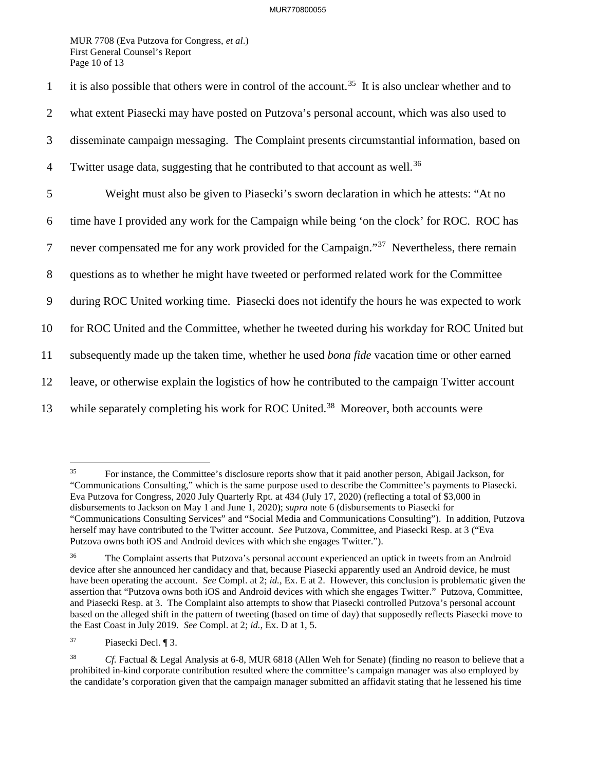it is also possible that others were in control of the account.[35] It is also unclear whether and to what extent Piasecki may have posted on Putzova's personal account, which was also used to disseminate campaign messaging. The Complaint presents circumstantial information, based on Twitter usage data, suggesting that he contributed to that account as well.[36]

Weight must also be given to Piasecki's sworn declaration in which he attests: "At no time have I provided any work for the Campaign while being 'on the clock' for ROC. ROC has never compensated me for any work provided for the Campaign."[37] Nevertheless, there remain questions as to whether he might have tweeted or performed related work for the Committee during ROC United working time. Piasecki does not identify the hours he was expected to work for ROC United and the Committee, whether he tweeted during his workday for ROC United but subsequently made up the taken time, whether he used *bona fide* vacation time or other earned leave, or otherwise explain the logistics of how he contributed to the campaign Twitter account while separately completing his work for ROC United.[38] Moreover, both accounts were

---

[35] For instance, the Committee's disclosure reports show that it paid another person, Abigail Jackson, for "Communications Consulting," which is the same purpose used to describe the Committee's payments to Piasecki. Eva Putzova for Congress, 2020 July Quarterly Rpt. at 434 (July 17, 2020) (reflecting a total of $3,000 in disbursements to Jackson on May 1 and June 1, 2020); *supra* note 6 (disbursements to Piasecki for "Communications Consulting Services" and "Social Media and Communications Consulting"). In addition, Putzova herself may have contributed to the Twitter account. *See* Putzova, Committee, and Piasecki Resp. at 3 ("Eva Putzova owns both iOS and Android devices with which she engages Twitter.").

[36] The Complaint asserts that Putzova's personal account experienced an uptick in tweets from an Android device after she announced her candidacy and that, because Piasecki apparently used an Android device, he must have been operating the account. *See* Compl. at 2; *id.*, Ex. E at 2. However, this conclusion is problematic given the assertion that "Putzova owns both iOS and Android devices with which she engages Twitter." Putzova, Committee, and Piasecki Resp. at 3. The Complaint also attempts to show that Piasecki controlled Putzova's personal account based on the alleged shift in the pattern of tweeting (based on time of day) that supposedly reflects Piasecki move to the East Coast in July 2019. *See* Compl. at 2; *id.*, Ex. D at 1, 5.

[37] Piasecki Decl. ¶ 3.

[38] *Cf.* Factual & Legal Analysis at 6-8, MUR 6818 (Allen Weh for Senate) (finding no reason to believe that a prohibited in-kind corporate contribution resulted where the committee's campaign manager was also employed by the candidate's corporation given that the campaign manager submitted an affidavit stating that he lessened his time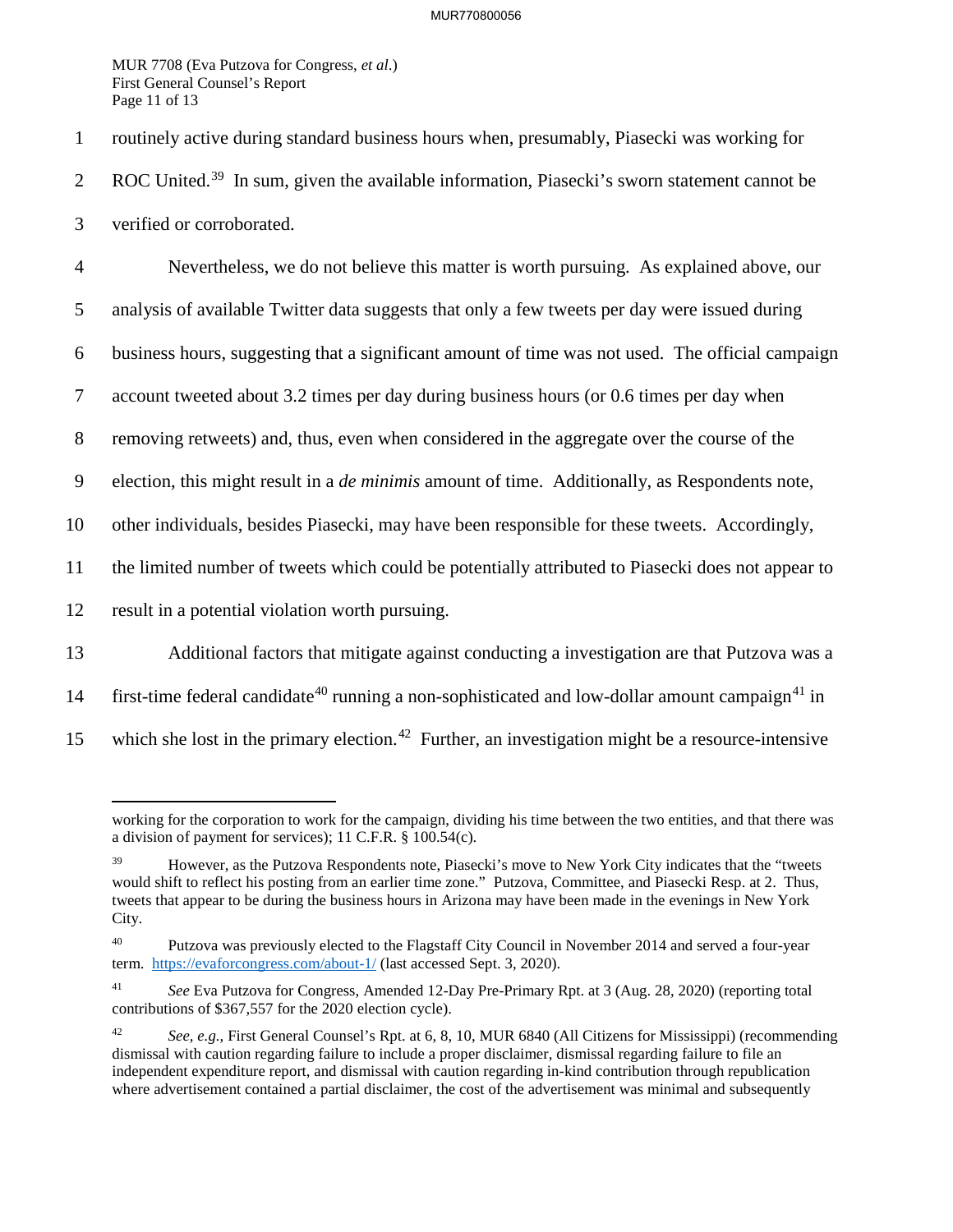routinely active during standard business hours when, presumably, Piasecki was working for ROC United.[39] In sum, given the available information, Piasecki's sworn statement cannot be verified or corroborated.

Nevertheless, we do not believe this matter is worth pursuing. As explained above, our analysis of available Twitter data suggests that only a few tweets per day were issued during business hours, suggesting that a significant amount of time was not used. The official campaign account tweeted about 3.2 times per day during business hours (or 0.6 times per day when removing retweets) and, thus, even when considered in the aggregate over the course of the election, this might result in a *de minimis* amount of time. Additionally, as Respondents note, other individuals, besides Piasecki, may have been responsible for these tweets. Accordingly, the limited number of tweets which could be potentially attributed to Piasecki does not appear to result in a potential violation worth pursuing.

Additional factors that mitigate against conducting a investigation are that Putzova was a first-time federal candidate[40] running a non-sophisticated and low-dollar amount campaign[41] in which she lost in the primary election.[42] Further, an investigation might be a resource-intensive

---

working for the corporation to work for the campaign, dividing his time between the two entities, and that there was a division of payment for services); 11 C.F.R. § 100.54(c).

[39] However, as the Putzova Respondents note, Piasecki's move to New York City indicates that the "tweets would shift to reflect his posting from an earlier time zone." Putzova, Committee, and Piasecki Resp. at 2. Thus, tweets that appear to be during the business hours in Arizona may have been made in the evenings in New York City.

[40] Putzova was previously elected to the Flagstaff City Council in November 2014 and served a four-year term. https://evaforcongress.com/about-1/ (last accessed Sept. 3, 2020).

[41] *See* Eva Putzova for Congress, Amended 12-Day Pre-Primary Rpt. at 3 (Aug. 28, 2020) (reporting total contributions of $367,557 for the 2020 election cycle).

[42] *See, e.g.*, First General Counsel's Rpt. at 6, 8, 10, MUR 6840 (All Citizens for Mississippi) (recommending dismissal with caution regarding failure to include a proper disclaimer, dismissal regarding failure to file an independent expenditure report, and dismissal with caution regarding in-kind contribution through republication where advertisement contained a partial disclaimer, the cost of the advertisement was minimal and subsequently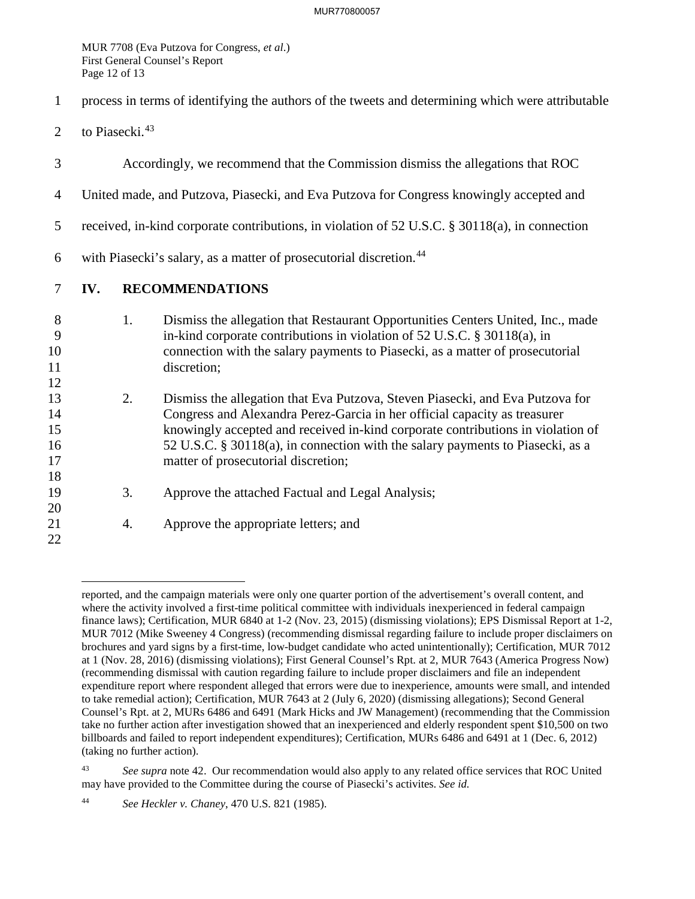process in terms of identifying the authors of the tweets and determining which were attributable to Piasecki.[43]

Accordingly, we recommend that the Commission dismiss the allegations that ROC United made, and Putzova, Piasecki, and Eva Putzova for Congress knowingly accepted and received, in-kind corporate contributions, in violation of 52 U.S.C. § 30118(a), in connection with Piasecki's salary, as a matter of prosecutorial discretion.[44]

## IV. RECOMMENDATIONS

1. Dismiss the allegation that Restaurant Opportunities Centers United, Inc., made in-kind corporate contributions in violation of 52 U.S.C. § 30118(a), in connection with the salary payments to Piasecki, as a matter of prosecutorial discretion;

2. Dismiss the allegation that Eva Putzova, Steven Piasecki, and Eva Putzova for Congress and Alexandra Perez-Garcia in her official capacity as treasurer knowingly accepted and received in-kind corporate contributions in violation of 52 U.S.C. § 30118(a), in connection with the salary payments to Piasecki, as a matter of prosecutorial discretion;

3. Approve the attached Factual and Legal Analysis;

4. Approve the appropriate letters; and

---

reported, and the campaign materials were only one quarter portion of the advertisement's overall content, and where the activity involved a first-time political committee with individuals inexperienced in federal campaign finance laws); Certification, MUR 6840 at 1-2 (Nov. 23, 2015) (dismissing violations); EPS Dismissal Report at 1-2, MUR 7012 (Mike Sweeney 4 Congress) (recommending dismissal regarding failure to include proper disclaimers on brochures and yard signs by a first-time, low-budget candidate who acted unintentionally); Certification, MUR 7012 at 1 (Nov. 28, 2016) (dismissing violations); First General Counsel's Rpt. at 2, MUR 7643 (America Progress Now) (recommending dismissal with caution regarding failure to include proper disclaimers and file an independent expenditure report where respondent alleged that errors were due to inexperience, amounts were small, and intended to take remedial action); Certification, MUR 7643 at 2 (July 6, 2020) (dismissing allegations); Second General Counsel's Rpt. at 2, MURs 6486 and 6491 (Mark Hicks and JW Management) (recommending that the Commission take no further action after investigation showed that an inexperienced and elderly respondent spent $10,500 on two billboards and failed to report independent expenditures); Certification, MURs 6486 and 6491 at 1 (Dec. 6, 2012) (taking no further action).

[43] *See supra* note 42. Our recommendation would also apply to any related office services that ROC United may have provided to the Committee during the course of Piasecki's activites. *See id.*

[44] *See Heckler v. Chaney*, 470 U.S. 821 (1985).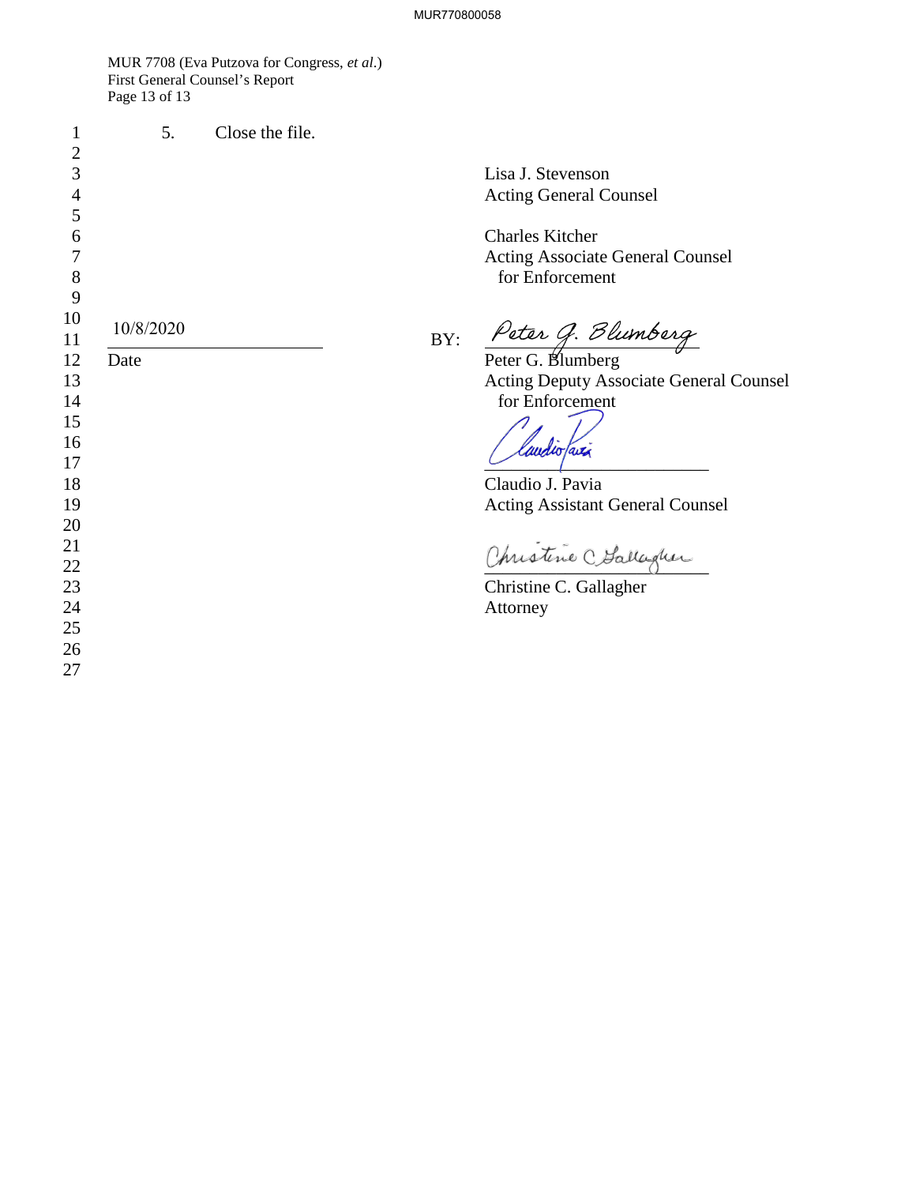5. Close the file.

Lisa J. Stevenson
Acting General Counsel

Charles Kitcher
Acting Associate General Counsel
for Enforcement

10/8/2020
Date

BY: Peter G. Blumberg
Peter G. Blumberg
Acting Deputy Associate General Counsel
for Enforcement

Claudio Pavia
Claudio J. Pavia
Acting Assistant General Counsel

Christine C. Gallagher
Christine C. Gallagher
Attorney